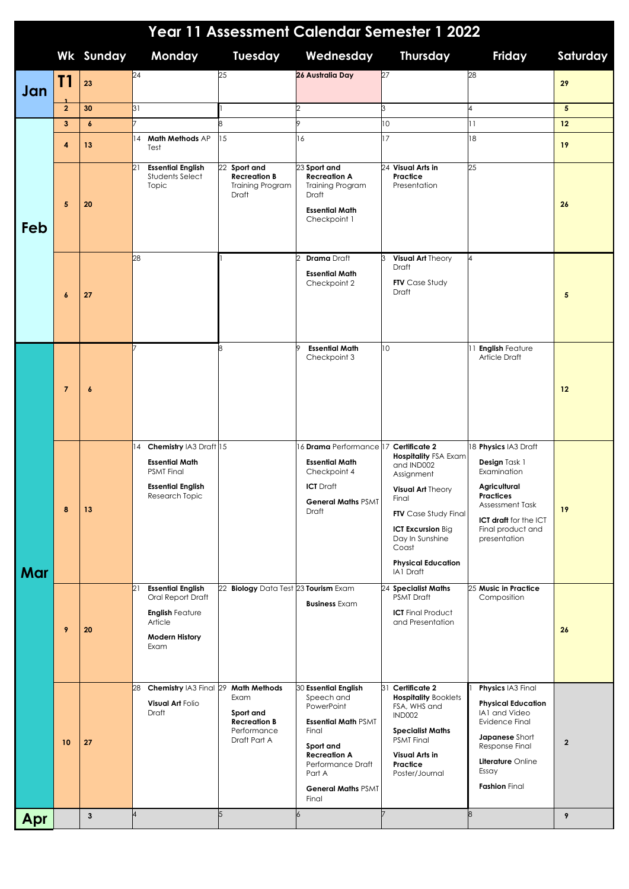# Year 11 Assessment Calendar Semester 1 2022

| | Wk | Sunday | Monday | Tuesday | Wednesday | Thursday | Friday | Saturday |
|---|---|---|---|---|---|---|---|---|
| Jan | T1 1 | 23 | 24 | 25 | 26 **Australia Day** | 27 | 28 | 29 |
| | 2 | 30 | 31 | 1 | 2 | 3 | 4 | 5 |
| Feb | 3 | 6 | 7 | 8 | 9 | 10 | 11 | 12 |
| | 4 | 13 | 14 **Math Methods** AP Test | 15 | 16 | 17 | 18 | 19 |
| | 5 | 20 | 21 **Essential English** Students Select Topic | 22 **Sport and Recreation B** Training Program Draft | 23 **Sport and Recreation A** Training Program Draft<br>**Essential Math** Checkpoint 1 | 24 **Visual Arts in Practice** Presentation | 25 | 26 |
| | 6 | 27 | 28 | 1 | 2 **Drama** Draft<br>**Essential Math** Checkpoint 2 | 3 **Visual Art** Theory Draft<br>**FTV** Case Study Draft | 4 | 5 |
| Mar | 7 | 6 | 7 | 8 | 9 **Essential Math** Checkpoint 3 | 10 | 11 **English** Feature Article Draft | 12 |
| | 8 | 13 | 14 **Chemistry** IA3 Draft<br>**Essential Math** PSMT Final<br>**Essential English** Research Topic | 15 | 16 **Drama** Performance<br>**Essential Math** Checkpoint 4<br>**ICT** Draft<br>**General Maths** PSMT Draft | 17 **Certificate 2 Hospitality** FSA Exam and IND002 Assignment<br>**Visual Art** Theory Final<br>**FTV** Case Study Final<br>**ICT Excursion** Big Day In Sunshine Coast<br>**Physical Education** IA1 Draft | 18 **Physics** IA3 Draft<br>**Design** Task 1 Examination<br>**Agricultural Practices** Assessment Task<br>**ICT draft** for the ICT Final product and presentation | 19 |
| | 9 | 20 | 21 **Essential English** Oral Report Draft<br>**English** Feature Article<br>**Modern History** Exam | 22 **Biology** Data Test | 23 **Tourism** Exam<br>**Business** Exam | 24 **Specialist Maths** PSMT Draft<br>**ICT** Final Product and Presentation | 25 **Music in Practice** Composition | 26 |
| | 10 | 27 | 28 **Chemistry** IA3 Final<br>**Visual Art** Folio Draft | 29 **Math Methods** Exam<br>**Sport and Recreation B** Performance Draft Part A | 30 **Essential English** Speech and PowerPoint<br>**Essential Math** PSMT Final<br>**Sport and Recreation A** Performance Draft Part A<br>**General Maths** PSMT Final | 31 **Certificate 2 Hospitality** Booklets FSA, WHS and IND002<br>**Specialist Maths** PSMT Final<br>**Visual Arts in Practice** Poster/Journal | 1 **Physics** IA3 Final<br>**Physical Education** IA1 and Video Evidence Final<br>**Japanese** Short Response Final<br>**Literature** Online Essay<br>**Fashion** Final | 2 |
| Apr | | 3 | 4 | 5 | 6 | 7 | 8 | 9 |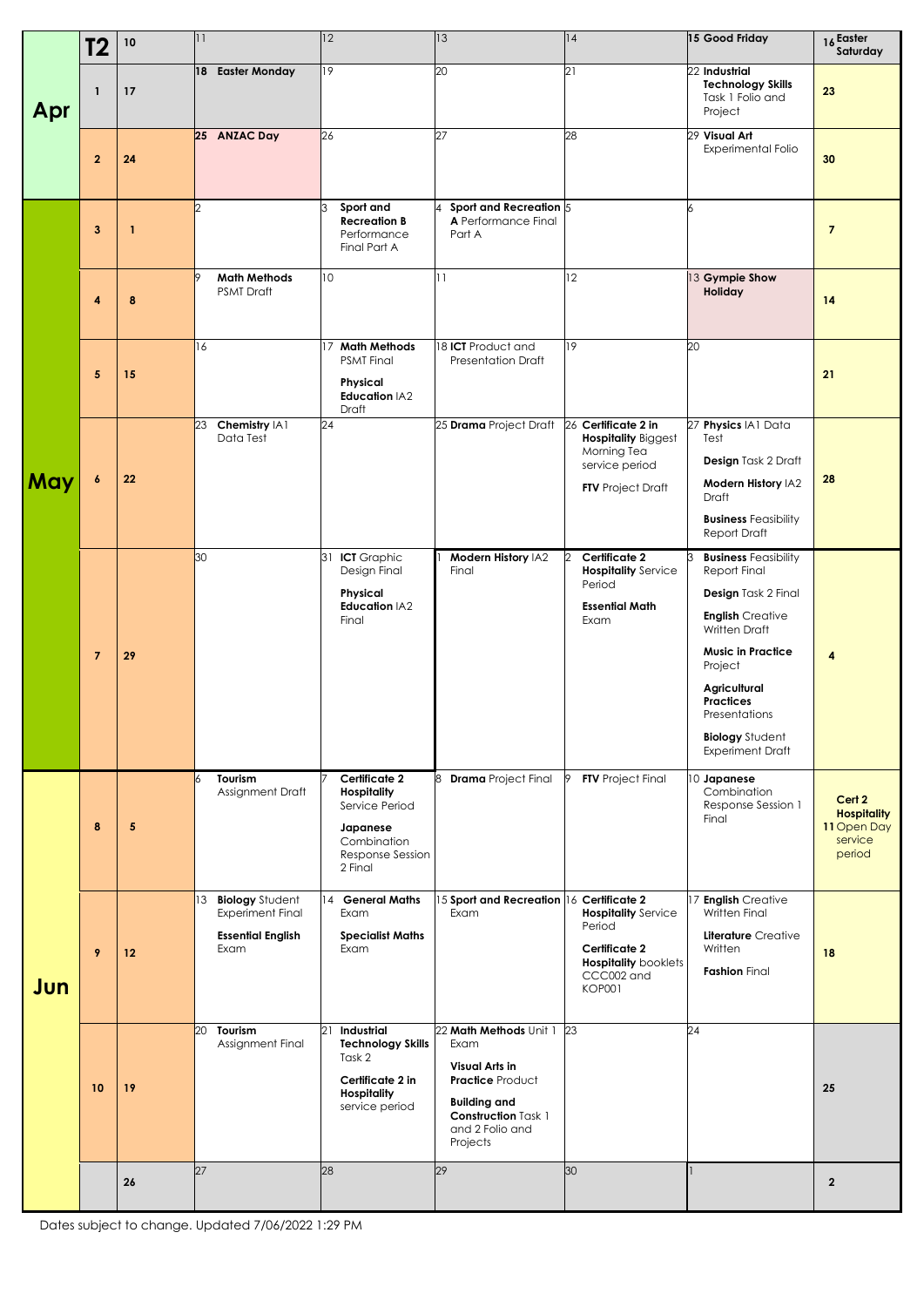| | | | | | | | | |
|---|---|---|---|---|---|---|---|---|
| | **T2** | **10** | 11 | 12 | 13 | 14 | 15 **Good Friday** | 16 **Easter Saturday** |
| **Apr** | 1 | 17 | 18 **Easter Monday** | 19 | 20 | 21 | 22 **Industrial Technology Skills** Task 1 Folio and Project | 23 |
| | 2 | 24 | 25 **ANZAC Day** | 26 | 27 | 28 | 29 **Visual Art** Experimental Folio | 30 |
| **May** | 3 | 1 | 2 | 3 **Sport and Recreation B** Performance Final Part A | 4 **Sport and Recreation A** Performance Final Part A | 5 | 6 | 7 |
| | 4 | 8 | 9 **Math Methods** PSMT Draft | 10 | 11 | 12 | 13 **Gympie Show Holiday** | 14 |
| | 5 | 15 | 16 | 17 **Math Methods** PSMT Final<br>**Physical Education** IA2 Draft | 18 **ICT** Product and Presentation Draft | 19 | 20 | 21 |
| | 6 | 22 | 23 **Chemistry** IA1 Data Test | 24 | 25 **Drama** Project Draft | 26 **Certificate 2 in Hospitality** Biggest Morning Tea service period<br>**FTV** Project Draft | 27 **Physics** IA1 Data Test<br>**Design** Task 2 Draft<br>**Modern History** IA2 Draft<br>**Business** Feasibility Report Draft | 28 |
| | 7 | 29 | 30 | 31 **ICT** Graphic Design Final<br>**Physical Education** IA2 Final | 1 **Modern History** IA2 Final | 2 **Certificate 2 Hospitality** Service Period<br>**Essential Math** Exam | 3 **Business** Feasibility Report Final<br>**Design** Task 2 Final<br>**English** Creative Written Draft<br>**Music in Practice** Project<br>**Agricultural Practices** Presentations<br>**Biology** Student Experiment Draft | 4 |
| **Jun** | 8 | 5 | 6 **Tourism** Assignment Draft | 7 **Certificate 2 Hospitality** Service Period<br>**Japanese** Combination Response Session 2 Final | 8 **Drama** Project Final | 9 **FTV** Project Final | 10 **Japanese** Combination Response Session 1 Final | **Cert 2 Hospitality** 11 Open Day service period |
| | 9 | 12 | 13 **Biology** Student Experiment Final<br>**Essential English** Exam | 14 **General Maths** Exam<br>**Specialist Maths** Exam | 15 **Sport and Recreation** Exam | 16 **Certificate 2 Hospitality** Service Period<br>**Certificate 2 Hospitality** booklets CCC002 and KOP001 | 17 **English** Creative Written Final<br>**Literature** Creative Written<br>**Fashion** Final | 18 |
| | 10 | 19 | 20 **Tourism** Assignment Final | 21 **Industrial Technology Skills** Task 2<br>**Certificate 2 in Hospitality** service period | 22 **Math Methods** Unit 1 Exam<br>**Visual Arts in Practice** Product<br>**Building and Construction** Task 1 and 2 Folio and Projects | 23 | 24 | 25 |
| | | 26 | 27 | 28 | 29 | 30 | 1 | 2 |

Dates subject to change. Updated 7/06/2022 1:29 PM